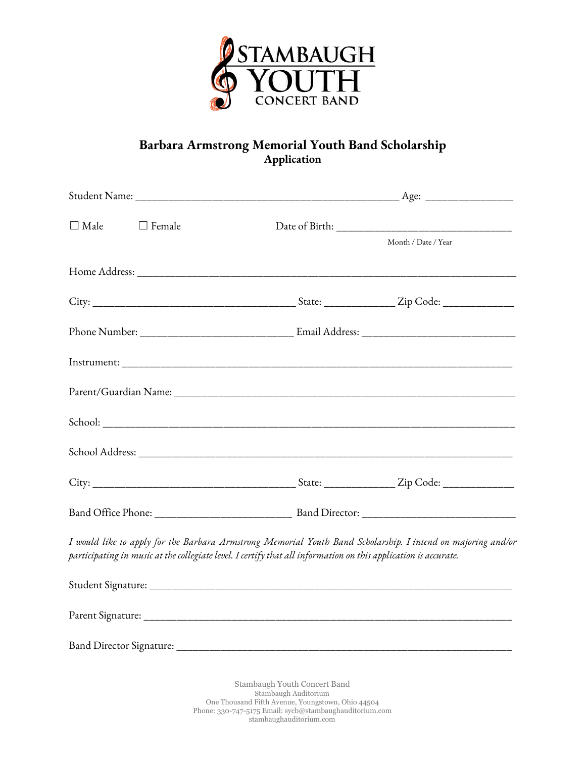STAMBAUGH YOUTH CONCERT BAND

# Barbara Armstrong Memorial Youth Band Scholarship
## Application

Student Name: _____________________________________________ Age: _______________

☐ Male ☐ Female Date of Birth: ______________________________
Month / Date / Year

Home Address: _________________________________________________________________

City: ___________________________________ State: ____________ Zip Code: ____________

Phone Number: ___________________________ Email Address: ___________________________

Instrument: ____________________________________________________________________

Parent/Guardian Name: ___________________________________________________________

School: ________________________________________________________________________

School Address: _________________________________________________________________

City: ___________________________________ State: ____________ Zip Code: ____________

Band Office Phone: ________________________ Band Director: ___________________________

*I would like to apply for the Barbara Armstrong Memorial Youth Band Scholarship. I intend on majoring and/or participating in music at the collegiate level. I certify that all information on this application is accurate.*

Student Signature: _______________________________________________________________

Parent Signature: ________________________________________________________________

Band Director Signature: __________________________________________________________

Stambaugh Youth Concert Band
Stambaugh Auditorium
One Thousand Fifth Avenue, Youngstown, Ohio 44504
Phone: 330-747-5175 Email: sycb@stambaughauditorium.com
stambaughauditorium.com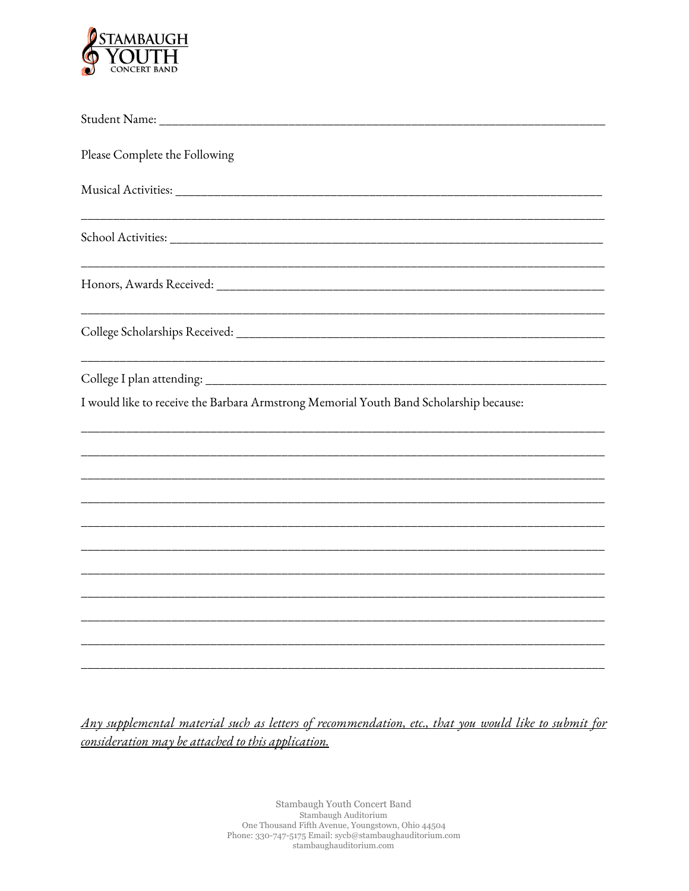STAMBAUGH YOUTH CONCERT BAND

Student Name: ___________________________________________________________________

Please Complete the Following

Musical Activities: _______________________________________________________________

___________________________________________________________________________

School Activities: ________________________________________________________________

___________________________________________________________________________

Honors, Awards Received: __________________________________________________________

___________________________________________________________________________

College Scholarships Received: ______________________________________________________

___________________________________________________________________________

College I plan attending: ___________________________________________________________

I would like to receive the Barbara Armstrong Memorial Youth Band Scholarship because:

___________________________________________________________________________

___________________________________________________________________________

___________________________________________________________________________

___________________________________________________________________________

___________________________________________________________________________

___________________________________________________________________________

___________________________________________________________________________

___________________________________________________________________________

___________________________________________________________________________

___________________________________________________________________________

___________________________________________________________________________

*Any supplemental material such as letters of recommendation, etc., that you would like to submit for consideration may be attached to this application.*

Stambaugh Youth Concert Band
Stambaugh Auditorium
One Thousand Fifth Avenue, Youngstown, Ohio 44504
Phone: 330-747-5175 Email: sycb@stambaughauditorium.com
stambaughauditorium.com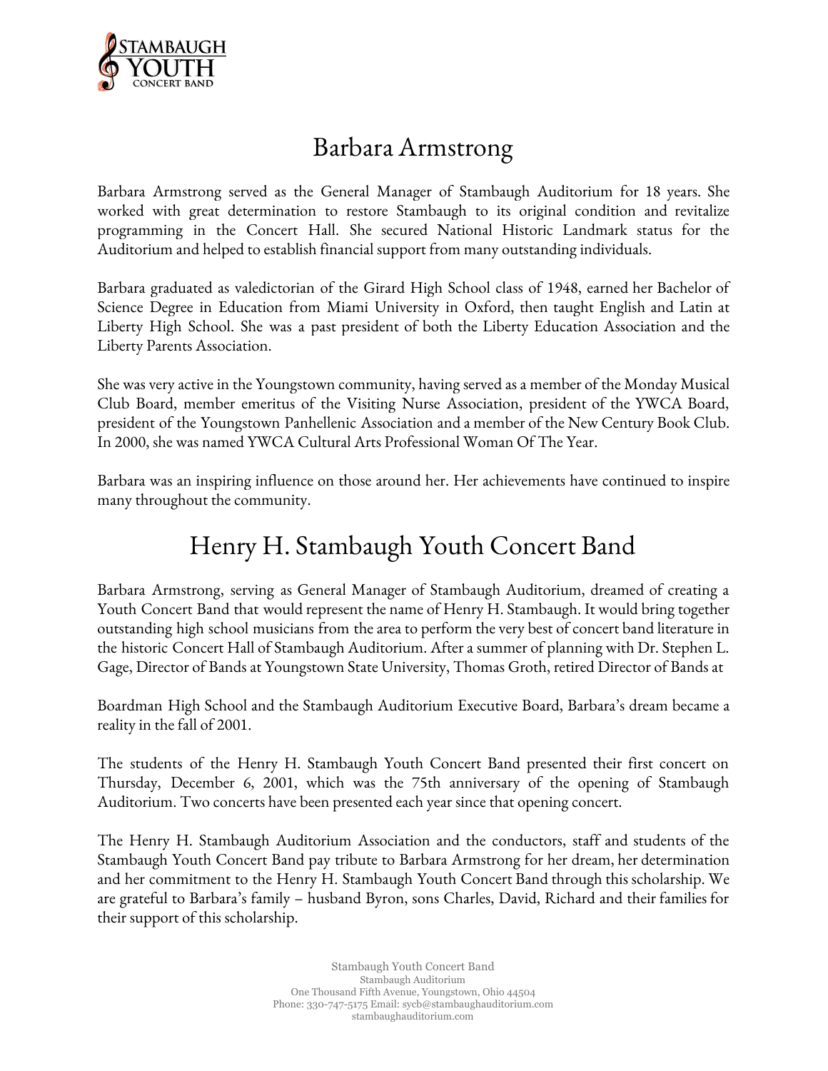# Barbara Armstrong

Barbara Armstrong served as the General Manager of Stambaugh Auditorium for 18 years. She worked with great determination to restore Stambaugh to its original condition and revitalize programming in the Concert Hall. She secured National Historic Landmark status for the Auditorium and helped to establish financial support from many outstanding individuals.

Barbara graduated as valedictorian of the Girard High School class of 1948, earned her Bachelor of Science Degree in Education from Miami University in Oxford, then taught English and Latin at Liberty High School. She was a past president of both the Liberty Education Association and the Liberty Parents Association.

She was very active in the Youngstown community, having served as a member of the Monday Musical Club Board, member emeritus of the Visiting Nurse Association, president of the YWCA Board, president of the Youngstown Panhellenic Association and a member of the New Century Book Club. In 2000, she was named YWCA Cultural Arts Professional Woman Of The Year.

Barbara was an inspiring influence on those around her. Her achievements have continued to inspire many throughout the community.

# Henry H. Stambaugh Youth Concert Band

Barbara Armstrong, serving as General Manager of Stambaugh Auditorium, dreamed of creating a Youth Concert Band that would represent the name of Henry H. Stambaugh. It would bring together outstanding high school musicians from the area to perform the very best of concert band literature in the historic Concert Hall of Stambaugh Auditorium. After a summer of planning with Dr. Stephen L. Gage, Director of Bands at Youngstown State University, Thomas Groth, retired Director of Bands at Boardman High School and the Stambaugh Auditorium Executive Board, Barbara's dream became a reality in the fall of 2001.

The students of the Henry H. Stambaugh Youth Concert Band presented their first concert on Thursday, December 6, 2001, which was the 75th anniversary of the opening of Stambaugh Auditorium. Two concerts have been presented each year since that opening concert.

The Henry H. Stambaugh Auditorium Association and the conductors, staff and students of the Stambaugh Youth Concert Band pay tribute to Barbara Armstrong for her dream, her determination and her commitment to the Henry H. Stambaugh Youth Concert Band through this scholarship. We are grateful to Barbara's family – husband Byron, sons Charles, David, Richard and their families for their support of this scholarship.